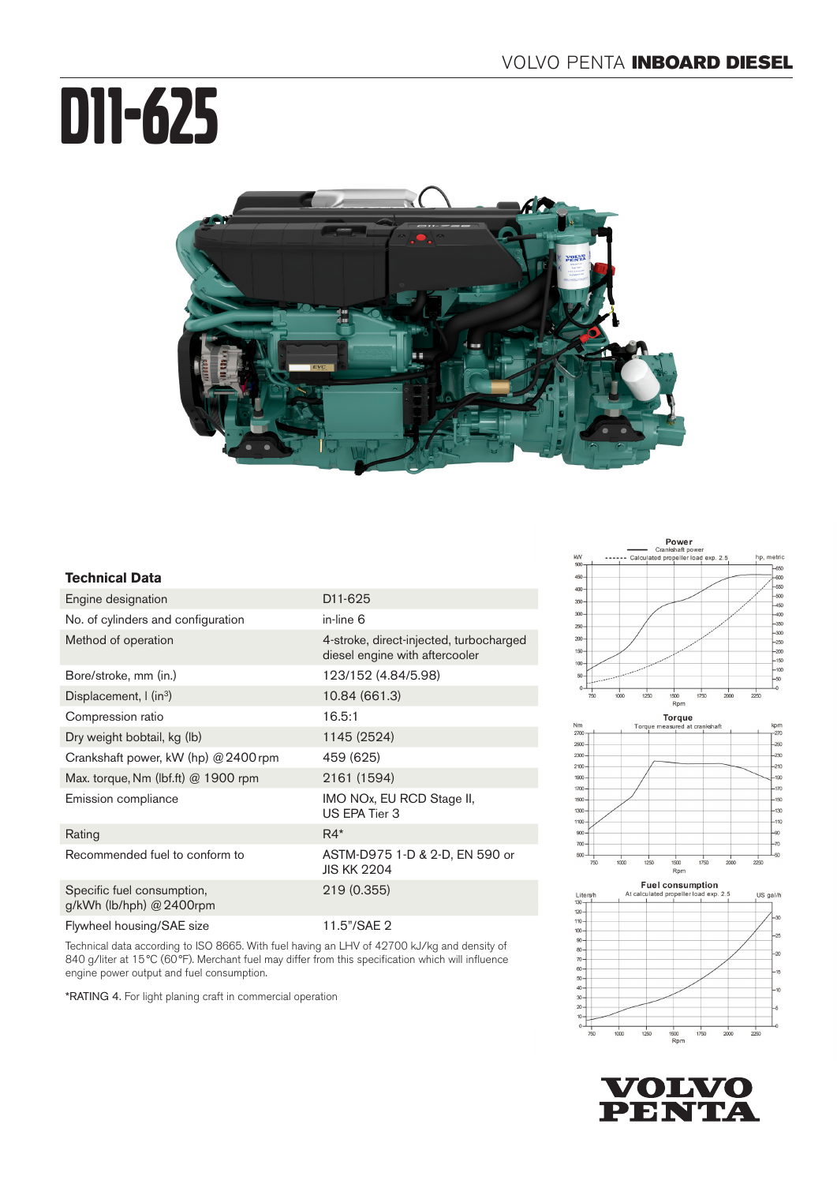# D11-625

## Technical Data

| | |
|---|---|
| Engine designation | D11-625 |
| No. of cylinders and configuration | in-line 6 |
| Method of operation | 4-stroke, direct-injected, turbocharged diesel engine with aftercooler |
| Bore/stroke, mm (in.) | 123/152 (4.84/5.98) |
| Displacement, l (in$^3$) | 10.84 (661.3) |
| Compression ratio | 16.5:1 |
| Dry weight bobtail, kg (lb) | 1145 (2524) |
| Crankshaft power, kW (hp) @ 2400 rpm | 459 (625) |
| Max. torque, Nm (lbf.ft) @ 1900 rpm | 2161 (1594) |
| Emission compliance | IMO NOx, EU RCD Stage II, US EPA Tier 3 |
| Rating | R4* |
| Recommended fuel to conform to | ASTM-D975 1-D & 2-D, EN 590 or JIS KK 2204 |
| Specific fuel consumption, g/kWh (lb/hph) @ 2400rpm | 219 (0.355) |
| Flywheel housing/SAE size | 11.5"/SAE 2 |

Technical data according to ISO 8665. With fuel having an LHV of 42700 kJ/kg and density of 840 g/liter at 15 °C (60 °F). Merchant fuel may differ from this specification which will influence engine power output and fuel consumption.

*RATING 4. For light planing craft in commercial operation

**Power**
Crankshaft power
Calculated propeller load exp. 2.5

**Torque**
Torque measured at crankshaft

**Fuel consumption**
At calculated propeller load exp. 2.5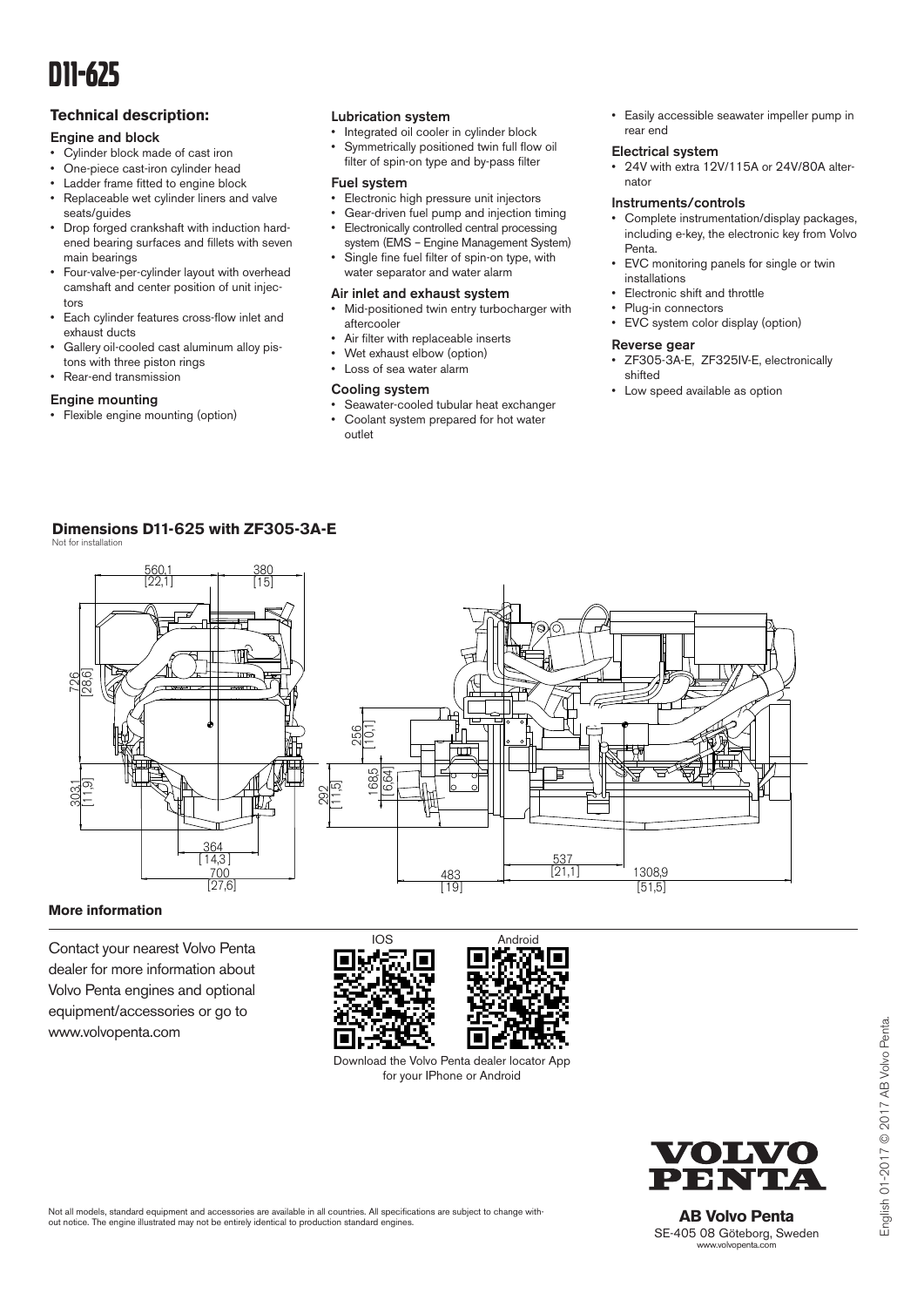# D11-625

## Technical description:

### Engine and block

- Cylinder block made of cast iron
- One-piece cast-iron cylinder head
- Ladder frame fitted to engine block
- Replaceable wet cylinder liners and valve seats/guides
- Drop forged crankshaft with induction hardened bearing surfaces and fillets with seven main bearings
- Four-valve-per-cylinder layout with overhead camshaft and center position of unit injectors
- Each cylinder features cross-flow inlet and exhaust ducts
- Gallery oil-cooled cast aluminum alloy pistons with three piston rings
- Rear-end transmission

### Engine mounting

- Flexible engine mounting (option)

### Lubrication system

- Integrated oil cooler in cylinder block
- Symmetrically positioned twin full flow oil filter of spin-on type and by-pass filter

### Fuel system

- Electronic high pressure unit injectors
- Gear-driven fuel pump and injection timing
- Electronically controlled central processing system (EMS – Engine Management System)
- Single fine fuel filter of spin-on type, with water separator and water alarm

### Air inlet and exhaust system

- Mid-positioned twin entry turbocharger with aftercooler
- Air filter with replaceable inserts
- Wet exhaust elbow (option)
- Loss of sea water alarm

### Cooling system

- Seawater-cooled tubular heat exchanger
- Coolant system prepared for hot water outlet
- Easily accessible seawater impeller pump in rear end

### Electrical system

- 24V with extra 12V/115A or 24V/80A alternator

### Instruments/controls

- Complete instrumentation/display packages, including e-key, the electronic key from Volvo Penta.
- EVC monitoring panels for single or twin installations
- Electronic shift and throttle
- Plug-in connectors
- EVC system color display (option)

### Reverse gear

- ZF305-3A-E, ZF325IV-E, electronically shifted
- Low speed available as option

## Dimensions D11-625 with ZF305-3A-E

Not for installation

560,1 [22,1]
380 [15]
726 [28,6]
303,1 [11,9]
364 [14,3]
700 [27,6]
256 [10,1]
292 [11,5]
168,5 [6,64]
483 [19]
537 [21,1]
1308,9 [51,5]

## More information

Contact your nearest Volvo Penta dealer for more information about Volvo Penta engines and optional equipment/accessories or go to www.volvopenta.com

IOS

Android

Download the Volvo Penta dealer locator App for your IPhone or Android

Not all models, standard equipment and accessories are available in all countries. All specifications are subject to change without notice. The engine illustrated may not be entirely identical to production standard engines.

VOLVO PENTA

**AB Volvo Penta**
SE-405 08 Göteborg, Sweden
www.volvopenta.com

English 01-2017 © 2017 AB Volvo Penta.